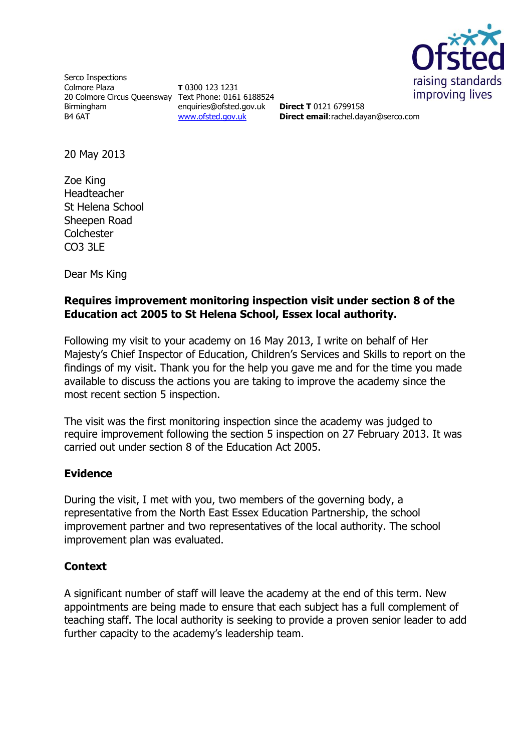Serco Inspections
Colmore Plaza
20 Colmore Circus Queensway
Birmingham
B4 6AT

**T** 0300 123 1231
Text Phone: 0161 6188524
enquiries@ofsted.gov.uk
www.ofsted.gov.uk

**Direct T** 0121 6799158
**Direct email**:rachel.dayan@serco.com

20 May 2013

Zoe King
Headteacher
St Helena School
Sheepen Road
Colchester
CO3 3LE

Dear Ms King

**Requires improvement monitoring inspection visit under section 8 of the Education act 2005 to St Helena School, Essex local authority.**

Following my visit to your academy on 16 May 2013, I write on behalf of Her Majesty's Chief Inspector of Education, Children's Services and Skills to report on the findings of my visit. Thank you for the help you gave me and for the time you made available to discuss the actions you are taking to improve the academy since the most recent section 5 inspection.

The visit was the first monitoring inspection since the academy was judged to require improvement following the section 5 inspection on 27 February 2013. It was carried out under section 8 of the Education Act 2005.

## Evidence

During the visit, I met with you, two members of the governing body, a representative from the North East Essex Education Partnership, the school improvement partner and two representatives of the local authority. The school improvement plan was evaluated.

## Context

A significant number of staff will leave the academy at the end of this term. New appointments are being made to ensure that each subject has a full complement of teaching staff. The local authority is seeking to provide a proven senior leader to add further capacity to the academy's leadership team.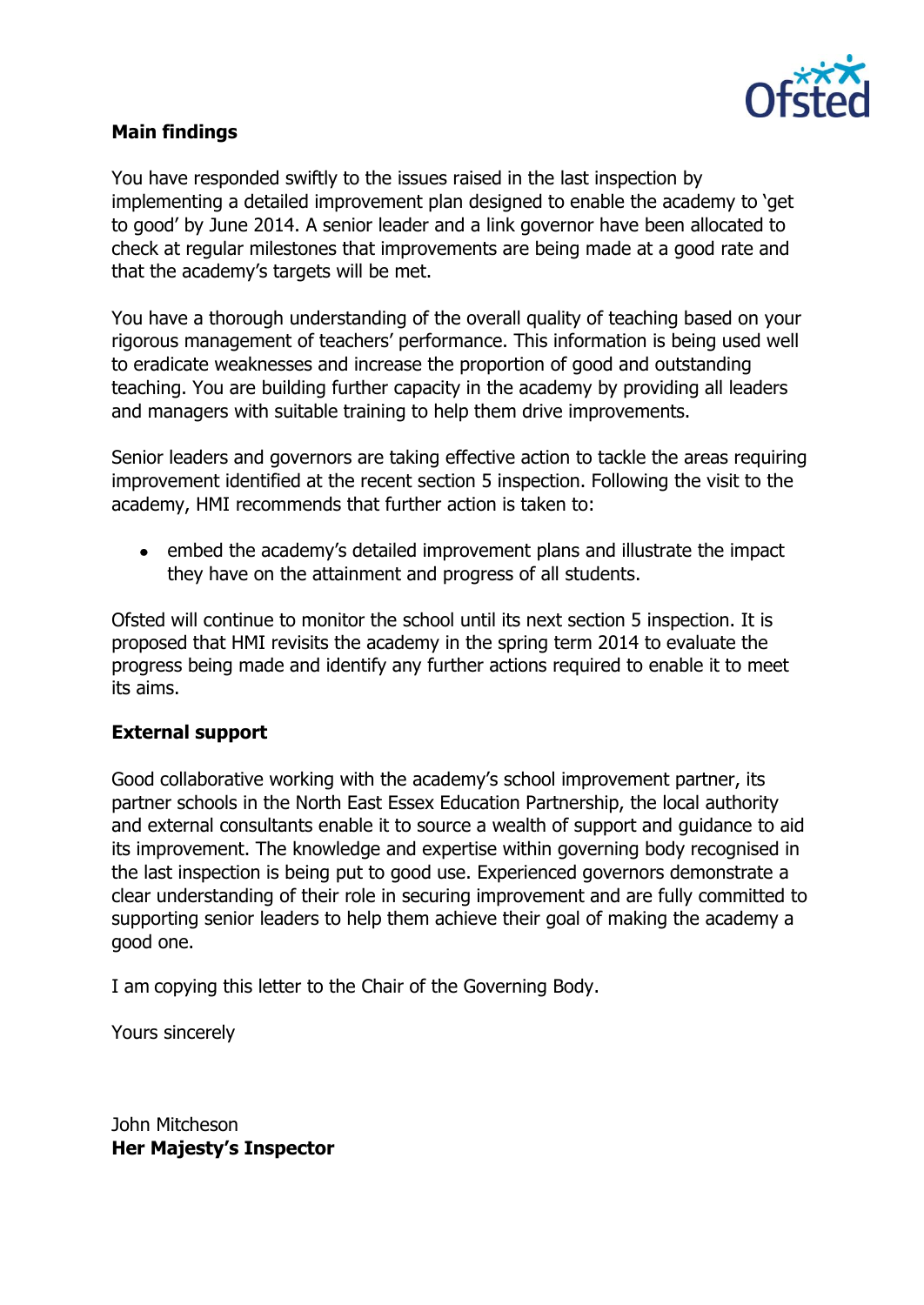## Main findings

You have responded swiftly to the issues raised in the last inspection by implementing a detailed improvement plan designed to enable the academy to 'get to good' by June 2014. A senior leader and a link governor have been allocated to check at regular milestones that improvements are being made at a good rate and that the academy's targets will be met.

You have a thorough understanding of the overall quality of teaching based on your rigorous management of teachers' performance. This information is being used well to eradicate weaknesses and increase the proportion of good and outstanding teaching. You are building further capacity in the academy by providing all leaders and managers with suitable training to help them drive improvements.

Senior leaders and governors are taking effective action to tackle the areas requiring improvement identified at the recent section 5 inspection. Following the visit to the academy, HMI recommends that further action is taken to:

- embed the academy's detailed improvement plans and illustrate the impact they have on the attainment and progress of all students.

Ofsted will continue to monitor the school until its next section 5 inspection. It is proposed that HMI revisits the academy in the spring term 2014 to evaluate the progress being made and identify any further actions required to enable it to meet its aims.

## External support

Good collaborative working with the academy's school improvement partner, its partner schools in the North East Essex Education Partnership, the local authority and external consultants enable it to source a wealth of support and guidance to aid its improvement. The knowledge and expertise within governing body recognised in the last inspection is being put to good use. Experienced governors demonstrate a clear understanding of their role in securing improvement and are fully committed to supporting senior leaders to help them achieve their goal of making the academy a good one.

I am copying this letter to the Chair of the Governing Body.

Yours sincerely

John Mitcheson
**Her Majesty's Inspector**